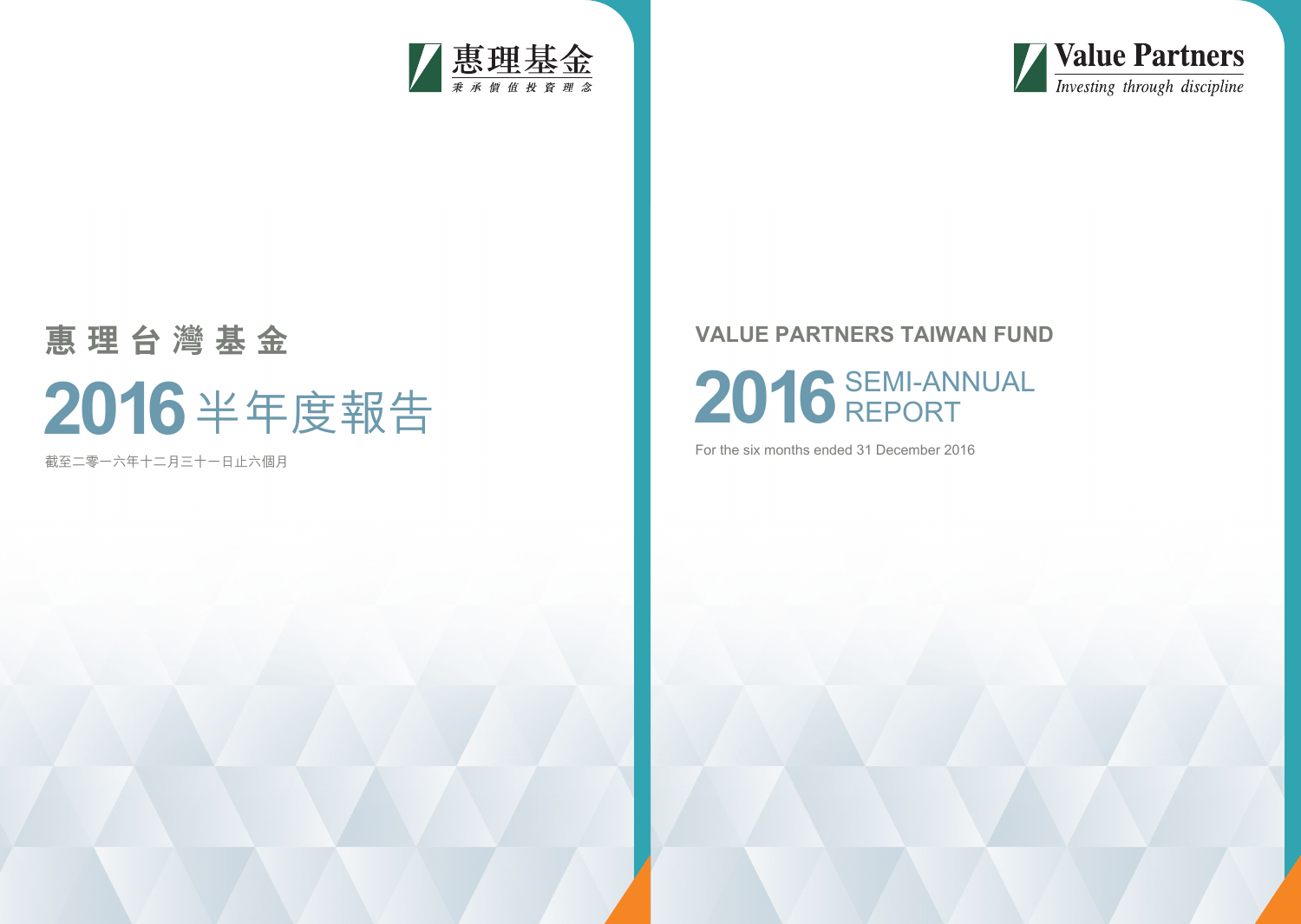惠理基金
秉承價值投資理念

# 惠理台灣基金

## 2016 半年度報告

截至二零一六年十二月三十一日止六個月

Value Partners
*Investing through discipline*

# VALUE PARTNERS TAIWAN FUND

## 2016 SEMI-ANNUAL REPORT

For the six months ended 31 December 2016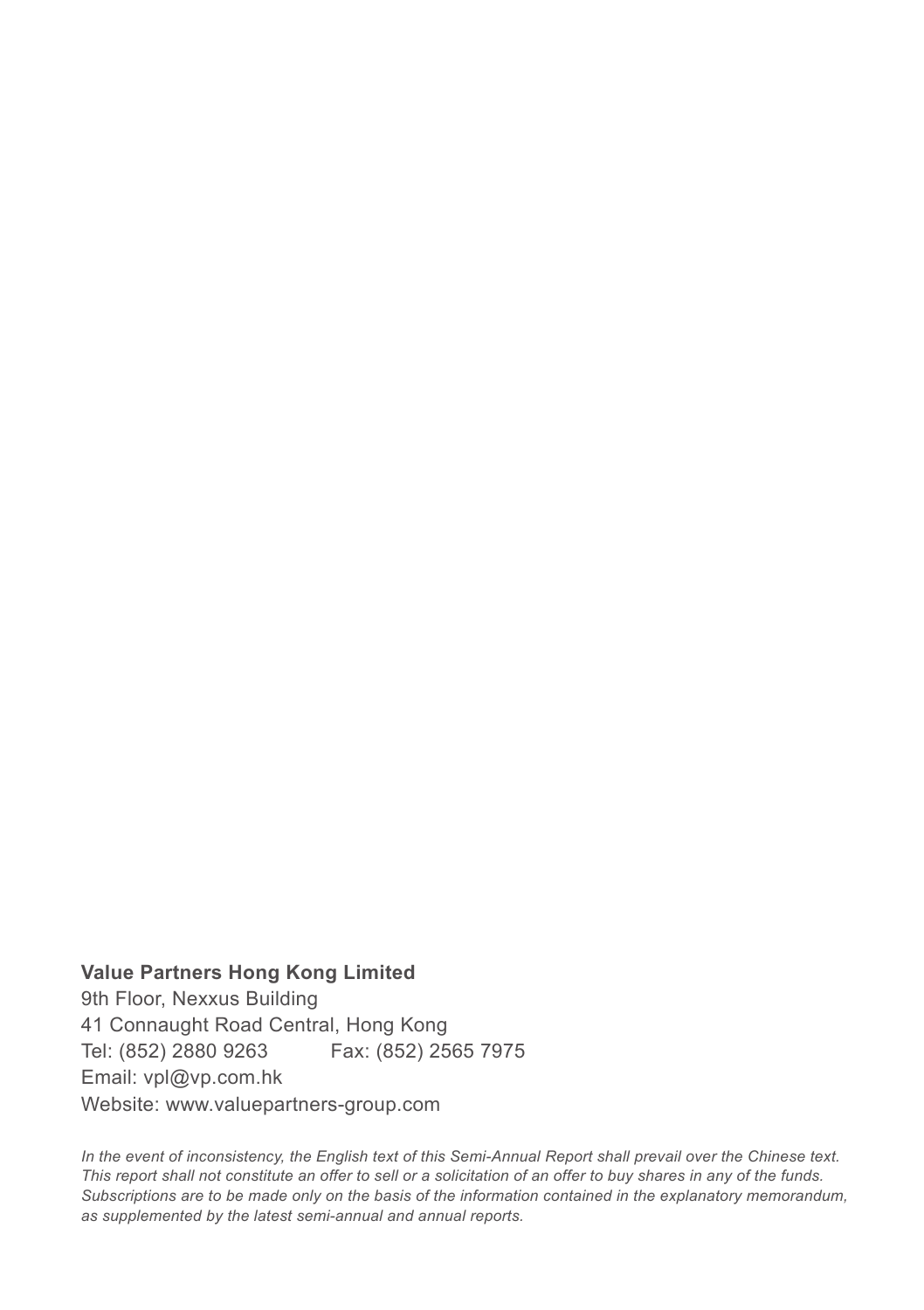**Value Partners Hong Kong Limited**
9th Floor, Nexxus Building
41 Connaught Road Central, Hong Kong
Tel: (852) 2880 9263 Fax: (852) 2565 7975
Email: vpl@vp.com.hk
Website: www.valuepartners-group.com

*In the event of inconsistency, the English text of this Semi-Annual Report shall prevail over the Chinese text. This report shall not constitute an offer to sell or a solicitation of an offer to buy shares in any of the funds. Subscriptions are to be made only on the basis of the information contained in the explanatory memorandum, as supplemented by the latest semi-annual and annual reports.*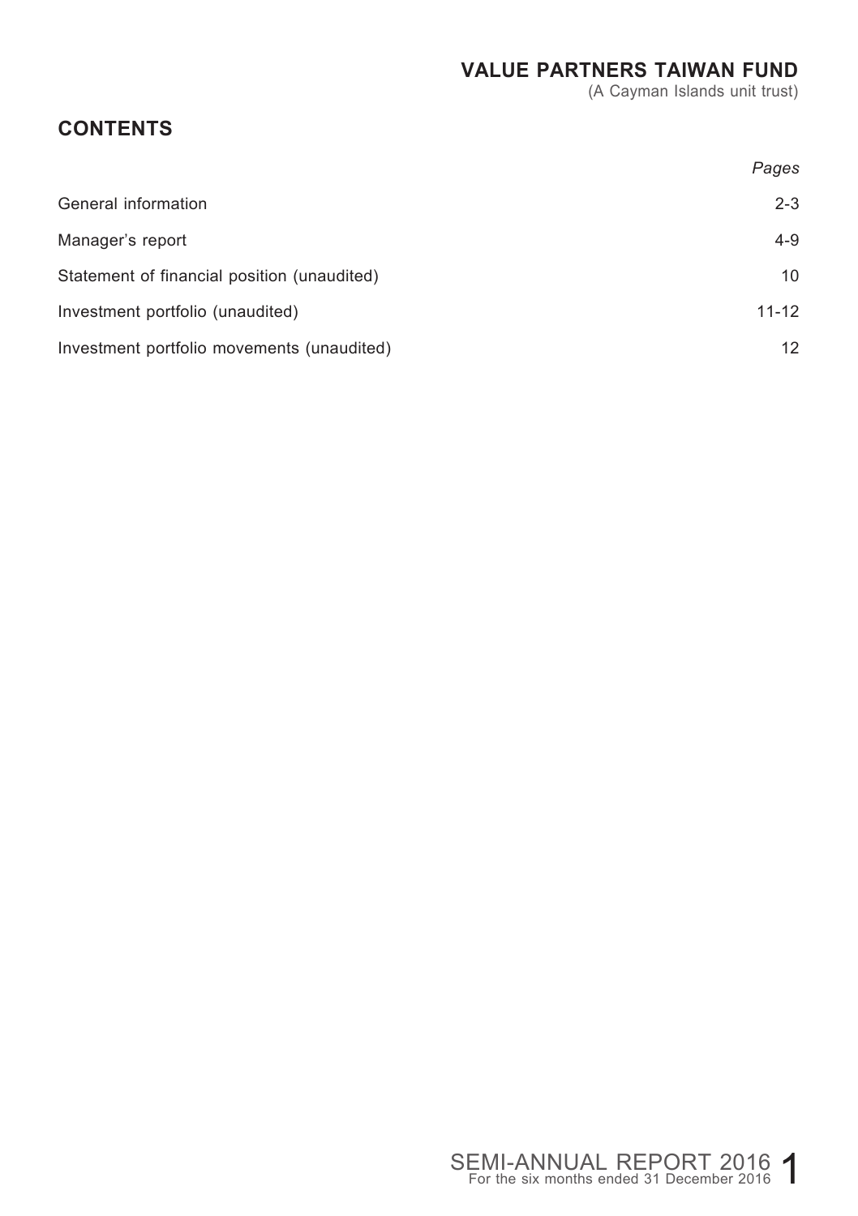# VALUE PARTNERS TAIWAN FUND

(A Cayman Islands unit trust)

## CONTENTS

| | *Pages* |
|---|---|
| General information | 2-3 |
| Manager's report | 4-9 |
| Statement of financial position (unaudited) | 10 |
| Investment portfolio (unaudited) | 11-12 |
| Investment portfolio movements (unaudited) | 12 |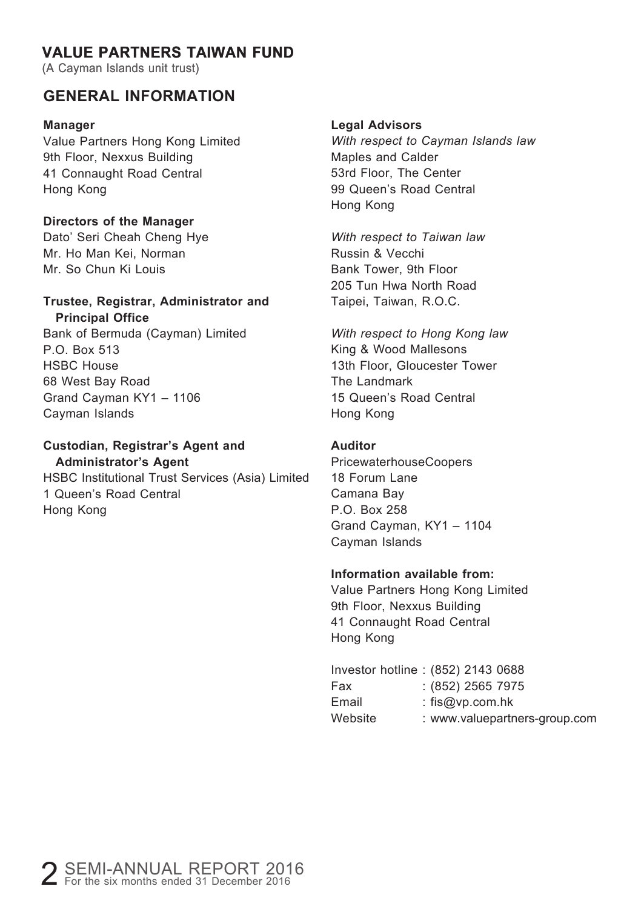# VALUE PARTNERS TAIWAN FUND

(A Cayman Islands unit trust)

## GENERAL INFORMATION

**Manager**
Value Partners Hong Kong Limited
9th Floor, Nexxus Building
41 Connaught Road Central
Hong Kong

**Directors of the Manager**
Dato' Seri Cheah Cheng Hye
Mr. Ho Man Kei, Norman
Mr. So Chun Ki Louis

**Trustee, Registrar, Administrator and Principal Office**
Bank of Bermuda (Cayman) Limited
P.O. Box 513
HSBC House
68 West Bay Road
Grand Cayman KY1 – 1106
Cayman Islands

**Custodian, Registrar's Agent and Administrator's Agent**
HSBC Institutional Trust Services (Asia) Limited
1 Queen's Road Central
Hong Kong

**Legal Advisors**

*With respect to Cayman Islands law*
Maples and Calder
53rd Floor, The Center
99 Queen's Road Central
Hong Kong

*With respect to Taiwan law*
Russin & Vecchi
Bank Tower, 9th Floor
205 Tun Hwa North Road
Taipei, Taiwan, R.O.C.

*With respect to Hong Kong law*
King & Wood Mallesons
13th Floor, Gloucester Tower
The Landmark
15 Queen's Road Central
Hong Kong

**Auditor**
PricewaterhouseCoopers
18 Forum Lane
Camana Bay
P.O. Box 258
Grand Cayman, KY1 – 1104
Cayman Islands

**Information available from:**
Value Partners Hong Kong Limited
9th Floor, Nexxus Building
41 Connaught Road Central
Hong Kong

Investor hotline : (852) 2143 0688
Fax : (852) 2565 7975
Email : fis@vp.com.hk
Website : www.valuepartners-group.com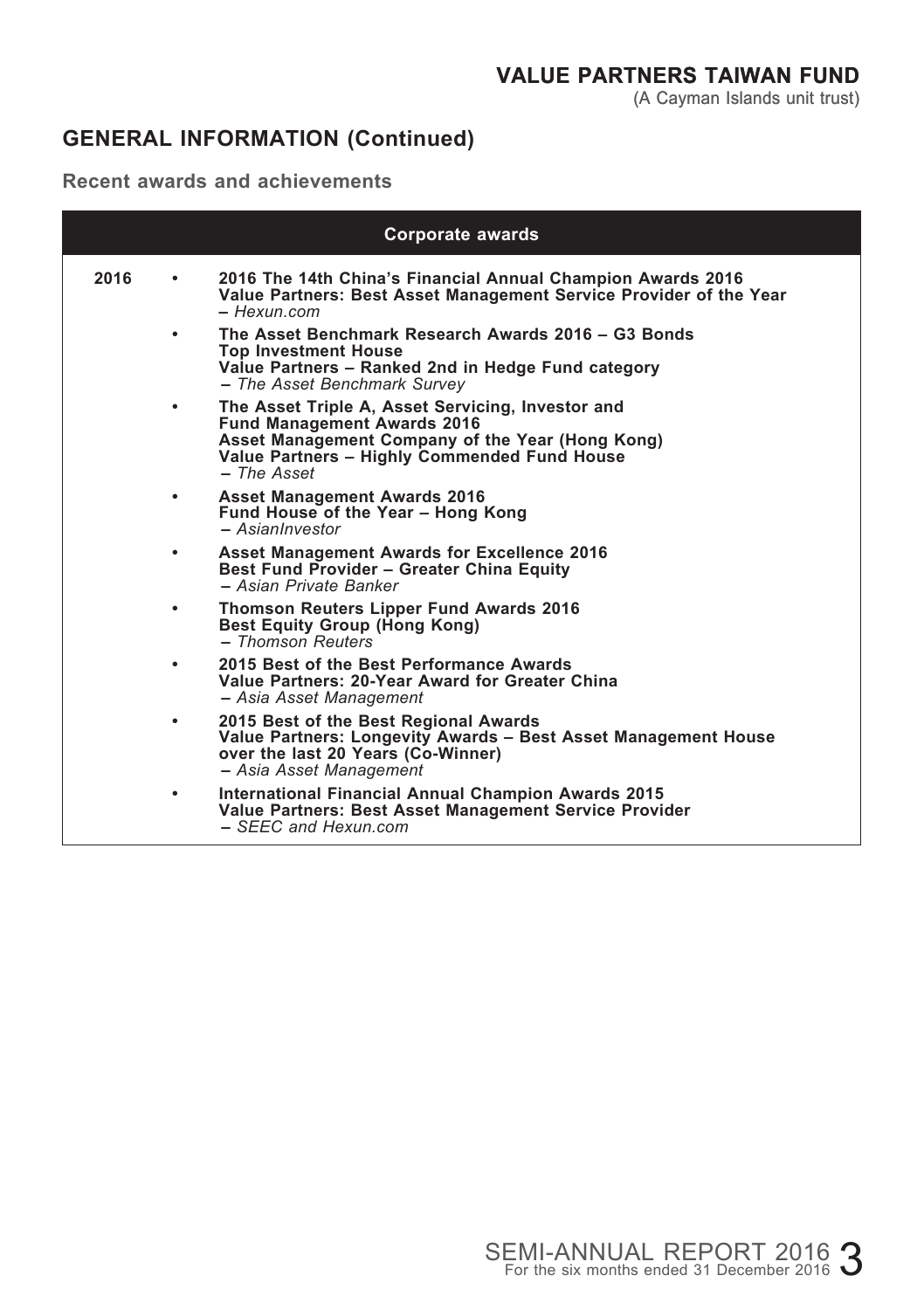## GENERAL INFORMATION (Continued)

### Recent awards and achievements

| | Corporate awards |
|---|---|
| 2016 | • **2016 The 14th China's Financial Annual Champion Awards 2016**<br>**Value Partners: Best Asset Management Service Provider of the Year**<br>*– Hexun.com* |
| | • **The Asset Benchmark Research Awards 2016 – G3 Bonds**<br>**Top Investment House**<br>**Value Partners – Ranked 2nd in Hedge Fund category**<br>*– The Asset Benchmark Survey* |
| | • **The Asset Triple A, Asset Servicing, Investor and Fund Management Awards 2016**<br>**Asset Management Company of the Year (Hong Kong)**<br>**Value Partners – Highly Commended Fund House**<br>*– The Asset* |
| | • **Asset Management Awards 2016**<br>**Fund House of the Year – Hong Kong**<br>*– AsianInvestor* |
| | • **Asset Management Awards for Excellence 2016**<br>**Best Fund Provider – Greater China Equity**<br>*– Asian Private Banker* |
| | • **Thomson Reuters Lipper Fund Awards 2016**<br>**Best Equity Group (Hong Kong)**<br>*– Thomson Reuters* |
| | • **2015 Best of the Best Performance Awards**<br>**Value Partners: 20-Year Award for Greater China**<br>*– Asia Asset Management* |
| | • **2015 Best of the Best Regional Awards**<br>**Value Partners: Longevity Awards – Best Asset Management House over the last 20 Years (Co-Winner)**<br>*– Asia Asset Management* |
| | • **International Financial Annual Champion Awards 2015**<br>**Value Partners: Best Asset Management Service Provider**<br>*– SEEC and Hexun.com* |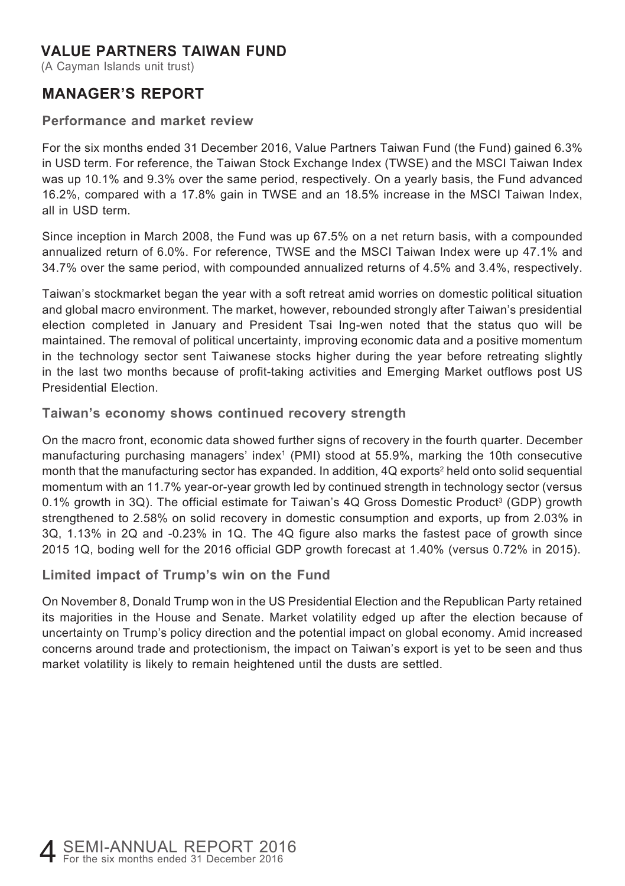# VALUE PARTNERS TAIWAN FUND

(A Cayman Islands unit trust)

## MANAGER'S REPORT

### Performance and market review

For the six months ended 31 December 2016, Value Partners Taiwan Fund (the Fund) gained 6.3% in USD term. For reference, the Taiwan Stock Exchange Index (TWSE) and the MSCI Taiwan Index was up 10.1% and 9.3% over the same period, respectively. On a yearly basis, the Fund advanced 16.2%, compared with a 17.8% gain in TWSE and an 18.5% increase in the MSCI Taiwan Index, all in USD term.

Since inception in March 2008, the Fund was up 67.5% on a net return basis, with a compounded annualized return of 6.0%. For reference, TWSE and the MSCI Taiwan Index were up 47.1% and 34.7% over the same period, with compounded annualized returns of 4.5% and 3.4%, respectively.

Taiwan's stockmarket began the year with a soft retreat amid worries on domestic political situation and global macro environment. The market, however, rebounded strongly after Taiwan's presidential election completed in January and President Tsai Ing-wen noted that the status quo will be maintained. The removal of political uncertainty, improving economic data and a positive momentum in the technology sector sent Taiwanese stocks higher during the year before retreating slightly in the last two months because of profit-taking activities and Emerging Market outflows post US Presidential Election.

### Taiwan's economy shows continued recovery strength

On the macro front, economic data showed further signs of recovery in the fourth quarter. December manufacturing purchasing managers' index[1] (PMI) stood at 55.9%, marking the 10th consecutive month that the manufacturing sector has expanded. In addition, 4Q exports[2] held onto solid sequential momentum with an 11.7% year-or-year growth led by continued strength in technology sector (versus 0.1% growth in 3Q). The official estimate for Taiwan's 4Q Gross Domestic Product[3] (GDP) growth strengthened to 2.58% on solid recovery in domestic consumption and exports, up from 2.03% in 3Q, 1.13% in 2Q and -0.23% in 1Q. The 4Q figure also marks the fastest pace of growth since 2015 1Q, boding well for the 2016 official GDP growth forecast at 1.40% (versus 0.72% in 2015).

### Limited impact of Trump's win on the Fund

On November 8, Donald Trump won in the US Presidential Election and the Republican Party retained its majorities in the House and Senate. Market volatility edged up after the election because of uncertainty on Trump's policy direction and the potential impact on global economy. Amid increased concerns around trade and protectionism, the impact on Taiwan's export is yet to be seen and thus market volatility is likely to remain heightened until the dusts are settled.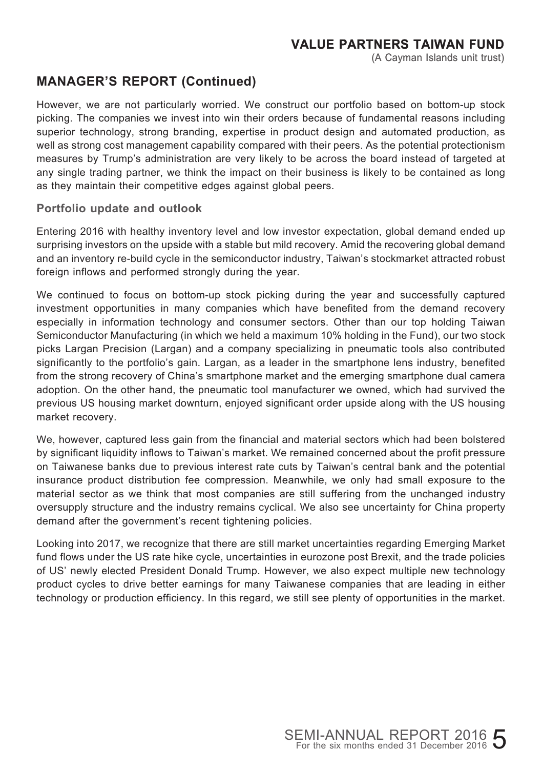## MANAGER'S REPORT (Continued)

However, we are not particularly worried. We construct our portfolio based on bottom-up stock picking. The companies we invest into win their orders because of fundamental reasons including superior technology, strong branding, expertise in product design and automated production, as well as strong cost management capability compared with their peers. As the potential protectionism measures by Trump's administration are very likely to be across the board instead of targeted at any single trading partner, we think the impact on their business is likely to be contained as long as they maintain their competitive edges against global peers.

### Portfolio update and outlook

Entering 2016 with healthy inventory level and low investor expectation, global demand ended up surprising investors on the upside with a stable but mild recovery. Amid the recovering global demand and an inventory re-build cycle in the semiconductor industry, Taiwan's stockmarket attracted robust foreign inflows and performed strongly during the year.

We continued to focus on bottom-up stock picking during the year and successfully captured investment opportunities in many companies which have benefited from the demand recovery especially in information technology and consumer sectors. Other than our top holding Taiwan Semiconductor Manufacturing (in which we held a maximum 10% holding in the Fund), our two stock picks Largan Precision (Largan) and a company specializing in pneumatic tools also contributed significantly to the portfolio's gain. Largan, as a leader in the smartphone lens industry, benefited from the strong recovery of China's smartphone market and the emerging smartphone dual camera adoption. On the other hand, the pneumatic tool manufacturer we owned, which had survived the previous US housing market downturn, enjoyed significant order upside along with the US housing market recovery.

We, however, captured less gain from the financial and material sectors which had been bolstered by significant liquidity inflows to Taiwan's market. We remained concerned about the profit pressure on Taiwanese banks due to previous interest rate cuts by Taiwan's central bank and the potential insurance product distribution fee compression. Meanwhile, we only had small exposure to the material sector as we think that most companies are still suffering from the unchanged industry oversupply structure and the industry remains cyclical. We also see uncertainty for China property demand after the government's recent tightening policies.

Looking into 2017, we recognize that there are still market uncertainties regarding Emerging Market fund flows under the US rate hike cycle, uncertainties in eurozone post Brexit, and the trade policies of US' newly elected President Donald Trump. However, we also expect multiple new technology product cycles to drive better earnings for many Taiwanese companies that are leading in either technology or production efficiency. In this regard, we still see plenty of opportunities in the market.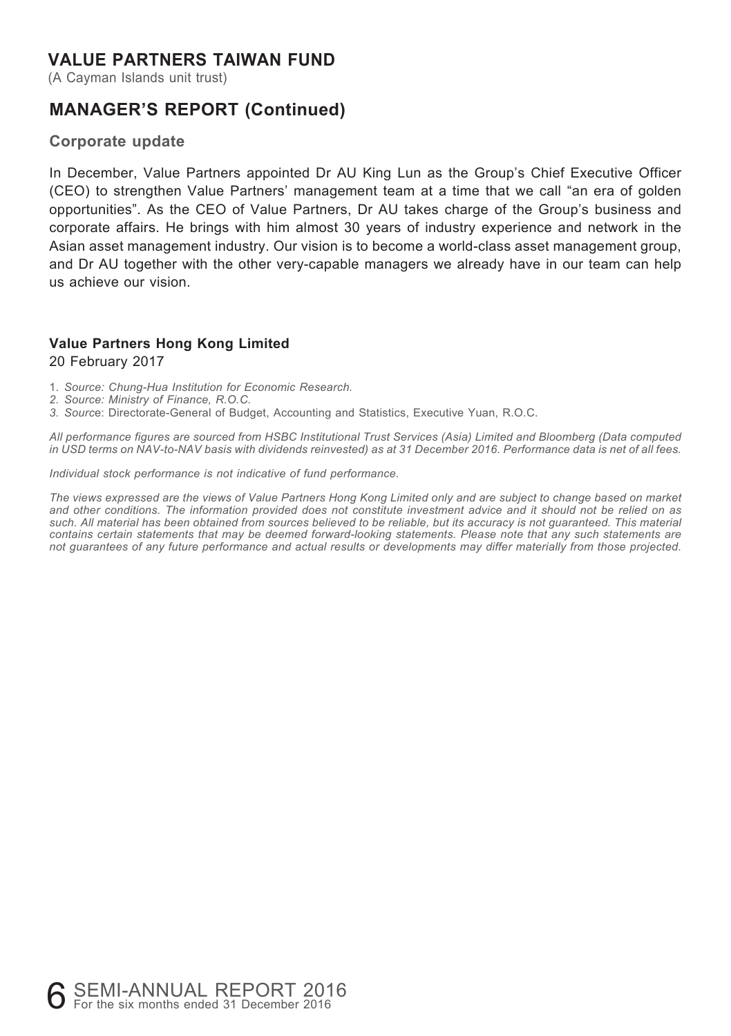# VALUE PARTNERS TAIWAN FUND

(A Cayman Islands unit trust)

## MANAGER'S REPORT (Continued)

### Corporate update

In December, Value Partners appointed Dr AU King Lun as the Group's Chief Executive Officer (CEO) to strengthen Value Partners' management team at a time that we call "an era of golden opportunities". As the CEO of Value Partners, Dr AU takes charge of the Group's business and corporate affairs. He brings with him almost 30 years of industry experience and network in the Asian asset management industry. Our vision is to become a world-class asset management group, and Dr AU together with the other very-capable managers we already have in our team can help us achieve our vision.

**Value Partners Hong Kong Limited**
20 February 2017

1. *Source: Chung-Hua Institution for Economic Research.*
2. *Source: Ministry of Finance, R.O.C.*
3. *Source*: Directorate-General of Budget, Accounting and Statistics, Executive Yuan, R.O.C.

*All performance figures are sourced from HSBC Institutional Trust Services (Asia) Limited and Bloomberg (Data computed in USD terms on NAV-to-NAV basis with dividends reinvested) as at 31 December 2016. Performance data is net of all fees.*

*Individual stock performance is not indicative of fund performance.*

*The views expressed are the views of Value Partners Hong Kong Limited only and are subject to change based on market and other conditions. The information provided does not constitute investment advice and it should not be relied on as such. All material has been obtained from sources believed to be reliable, but its accuracy is not guaranteed. This material contains certain statements that may be deemed forward-looking statements. Please note that any such statements are not guarantees of any future performance and actual results or developments may differ materially from those projected.*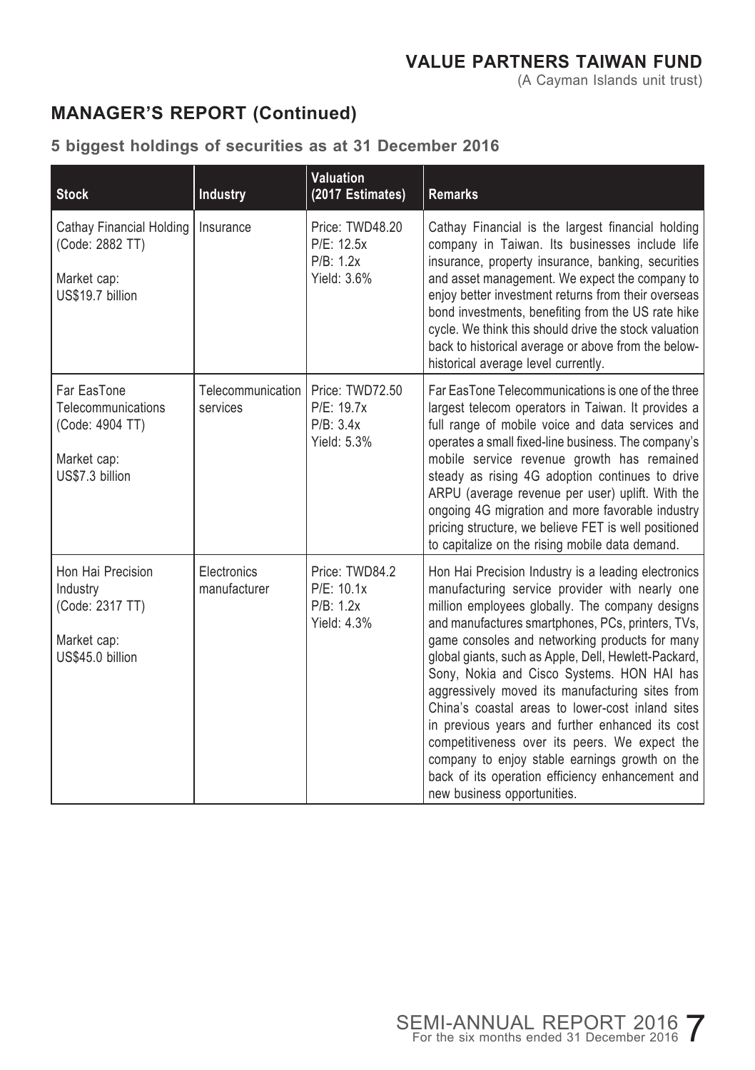## MANAGER'S REPORT (Continued)

### 5 biggest holdings of securities as at 31 December 2016

| Stock | Industry | Valuation (2017 Estimates) | Remarks |
|---|---|---|---|
| Cathay Financial Holding (Code: 2882 TT)<br><br>Market cap: US$19.7 billion | Insurance | Price: TWD48.20<br>P/E: 12.5x<br>P/B: 1.2x<br>Yield: 3.6% | Cathay Financial is the largest financial holding company in Taiwan. Its businesses include life insurance, property insurance, banking, securities and asset management. We expect the company to enjoy better investment returns from their overseas bond investments, benefiting from the US rate hike cycle. We think this should drive the stock valuation back to historical average or above from the below-historical average level currently. |
| Far EasTone Telecommunications (Code: 4904 TT)<br><br>Market cap: US$7.3 billion | Telecommunication services | Price: TWD72.50<br>P/E: 19.7x<br>P/B: 3.4x<br>Yield: 5.3% | Far EasTone Telecommunications is one of the three largest telecom operators in Taiwan. It provides a full range of mobile voice and data services and operates a small fixed-line business. The company's mobile service revenue growth has remained steady as rising 4G adoption continues to drive ARPU (average revenue per user) uplift. With the ongoing 4G migration and more favorable industry pricing structure, we believe FET is well positioned to capitalize on the rising mobile data demand. |
| Hon Hai Precision Industry (Code: 2317 TT)<br><br>Market cap: US$45.0 billion | Electronics manufacturer | Price: TWD84.2<br>P/E: 10.1x<br>P/B: 1.2x<br>Yield: 4.3% | Hon Hai Precision Industry is a leading electronics manufacturing service provider with nearly one million employees globally. The company designs and manufactures smartphones, PCs, printers, TVs, game consoles and networking products for many global giants, such as Apple, Dell, Hewlett-Packard, Sony, Nokia and Cisco Systems. HON HAI has aggressively moved its manufacturing sites from China's coastal areas to lower-cost inland sites in previous years and further enhanced its cost competitiveness over its peers. We expect the company to enjoy stable earnings growth on the back of its operation efficiency enhancement and new business opportunities. |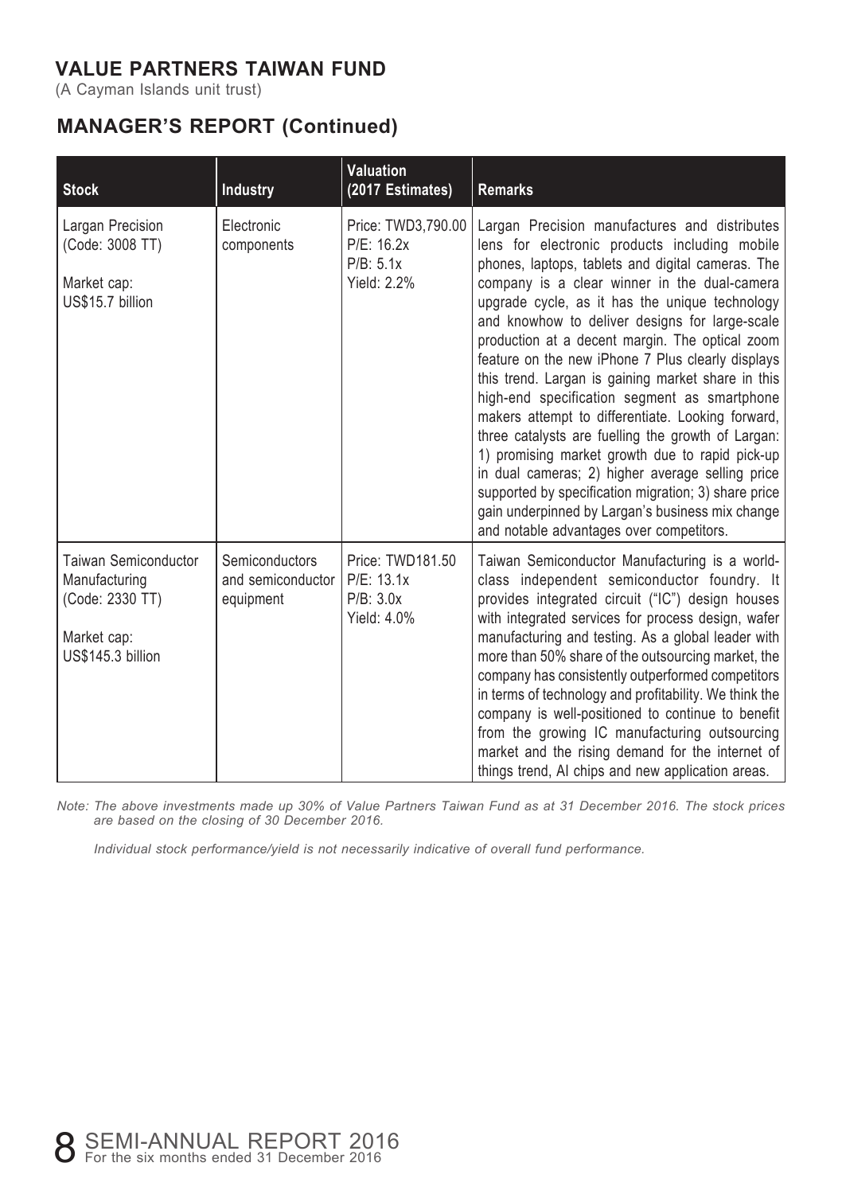# VALUE PARTNERS TAIWAN FUND

(A Cayman Islands unit trust)

## MANAGER'S REPORT (Continued)

| Stock | Industry | Valuation (2017 Estimates) | Remarks |
|---|---|---|---|
| Largan Precision (Code: 3008 TT)<br><br>Market cap: US$15.7 billion | Electronic components | Price: TWD3,790.00<br>P/E: 16.2x<br>P/B: 5.1x<br>Yield: 2.2% | Largan Precision manufactures and distributes lens for electronic products including mobile phones, laptops, tablets and digital cameras. The company is a clear winner in the dual-camera upgrade cycle, as it has the unique technology and knowhow to deliver designs for large-scale production at a decent margin. The optical zoom feature on the new iPhone 7 Plus clearly displays this trend. Largan is gaining market share in this high-end specification segment as smartphone makers attempt to differentiate. Looking forward, three catalysts are fuelling the growth of Largan: 1) promising market growth due to rapid pick-up in dual cameras; 2) higher average selling price supported by specification migration; 3) share price gain underpinned by Largan's business mix change and notable advantages over competitors. |
| Taiwan Semiconductor Manufacturing (Code: 2330 TT)<br><br>Market cap: US$145.3 billion | Semiconductors and semiconductor equipment | Price: TWD181.50<br>P/E: 13.1x<br>P/B: 3.0x<br>Yield: 4.0% | Taiwan Semiconductor Manufacturing is a world-class independent semiconductor foundry. It provides integrated circuit ("IC") design houses with integrated services for process design, wafer manufacturing and testing. As a global leader with more than 50% share of the outsourcing market, the company has consistently outperformed competitors in terms of technology and profitability. We think the company is well-positioned to continue to benefit from the growing IC manufacturing outsourcing market and the rising demand for the internet of things trend, AI chips and new application areas. |

*Note: The above investments made up 30% of Value Partners Taiwan Fund as at 31 December 2016. The stock prices are based on the closing of 30 December 2016.*

*Individual stock performance/yield is not necessarily indicative of overall fund performance.*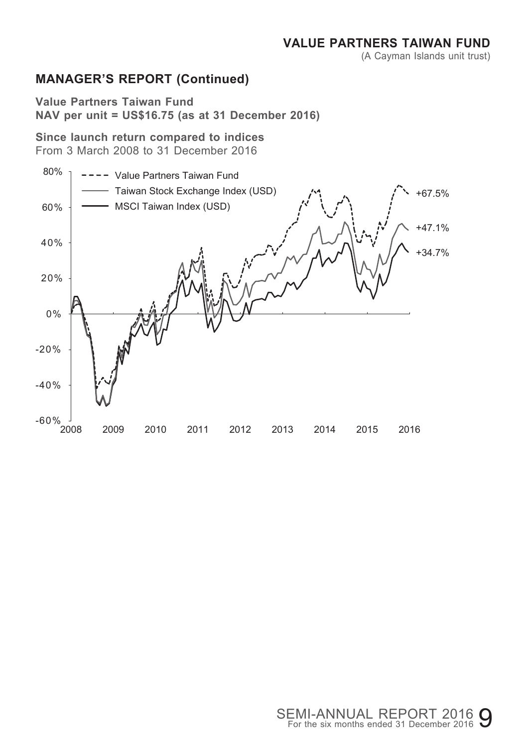## MANAGER'S REPORT (Continued)

**Value Partners Taiwan Fund**
**NAV per unit = US$16.75 (as at 31 December 2016)**

**Since launch return compared to indices**
From 3 March 2008 to 31 December 2016

- Value Partners Taiwan Fund: +67.5%
- Taiwan Stock Exchange Index (USD): +47.1%
- MSCI Taiwan Index (USD): +34.7%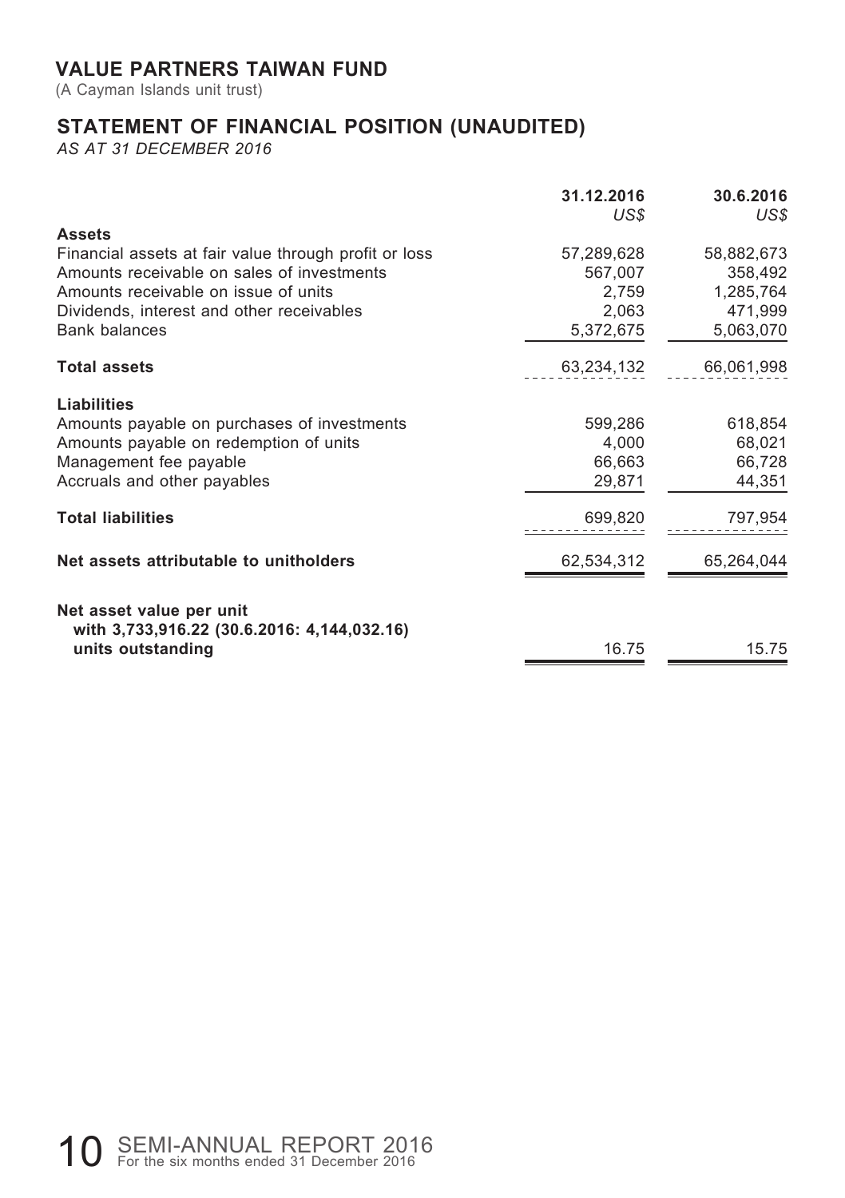# VALUE PARTNERS TAIWAN FUND

(A Cayman Islands unit trust)

## STATEMENT OF FINANCIAL POSITION (UNAUDITED)

*AS AT 31 DECEMBER 2016*

| | **31.12.2016** *US$* | **30.6.2016** *US$* |
|---|---|---|
| **Assets** | | |
| Financial assets at fair value through profit or loss | 57,289,628 | 58,882,673 |
| Amounts receivable on sales of investments | 567,007 | 358,492 |
| Amounts receivable on issue of units | 2,759 | 1,285,764 |
| Dividends, interest and other receivables | 2,063 | 471,999 |
| Bank balances | 5,372,675 | 5,063,070 |
| **Total assets** | 63,234,132 | 66,061,998 |
| **Liabilities** | | |
| Amounts payable on purchases of investments | 599,286 | 618,854 |
| Amounts payable on redemption of units | 4,000 | 68,021 |
| Management fee payable | 66,663 | 66,728 |
| Accruals and other payables | 29,871 | 44,351 |
| **Total liabilities** | 699,820 | 797,954 |
| **Net assets attributable to unitholders** | 62,534,312 | 65,264,044 |
| **Net asset value per unit with 3,733,916.22 (30.6.2016: 4,144,032.16) units outstanding** | 16.75 | 15.75 |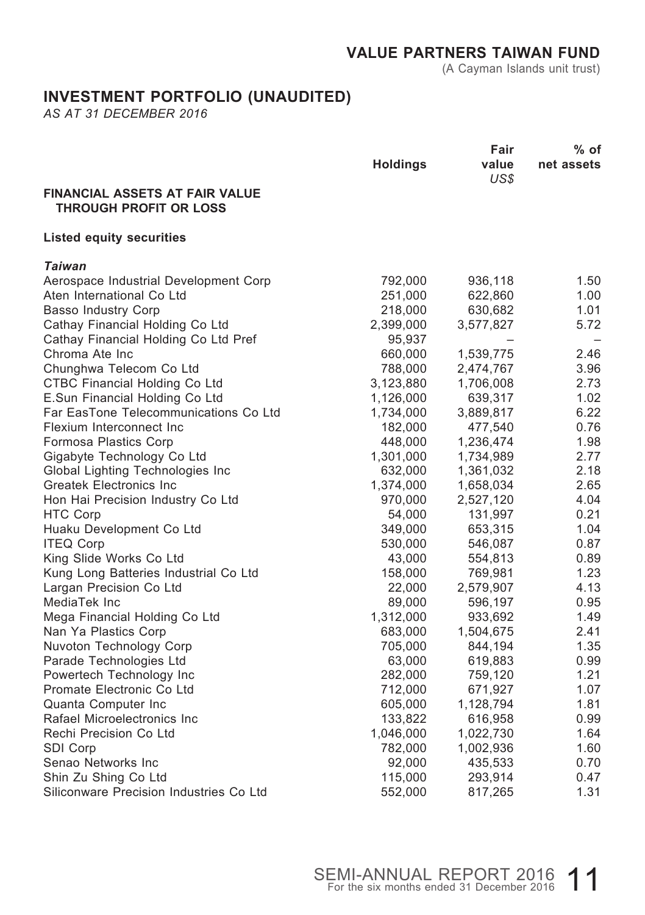# VALUE PARTNERS TAIWAN FUND

(A Cayman Islands unit trust)

## INVESTMENT PORTFOLIO (UNAUDITED)

*AS AT 31 DECEMBER 2016*

| | Holdings | Fair value *US$* | % of net assets |
|---|---|---|---|
| **FINANCIAL ASSETS AT FAIR VALUE THROUGH PROFIT OR LOSS** | | | |
| **Listed equity securities** | | | |
| ***Taiwan*** | | | |
| Aerospace Industrial Development Corp | 792,000 | 936,118 | 1.50 |
| Aten International Co Ltd | 251,000 | 622,860 | 1.00 |
| Basso Industry Corp | 218,000 | 630,682 | 1.01 |
| Cathay Financial Holding Co Ltd | 2,399,000 | 3,577,827 | 5.72 |
| Cathay Financial Holding Co Ltd Pref | 95,937 | – | – |
| Chroma Ate Inc | 660,000 | 1,539,775 | 2.46 |
| Chunghwa Telecom Co Ltd | 788,000 | 2,474,767 | 3.96 |
| CTBC Financial Holding Co Ltd | 3,123,880 | 1,706,008 | 2.73 |
| E.Sun Financial Holding Co Ltd | 1,126,000 | 639,317 | 1.02 |
| Far EasTone Telecommunications Co Ltd | 1,734,000 | 3,889,817 | 6.22 |
| Flexium Interconnect Inc | 182,000 | 477,540 | 0.76 |
| Formosa Plastics Corp | 448,000 | 1,236,474 | 1.98 |
| Gigabyte Technology Co Ltd | 1,301,000 | 1,734,989 | 2.77 |
| Global Lighting Technologies Inc | 632,000 | 1,361,032 | 2.18 |
| Greatek Electronics Inc | 1,374,000 | 1,658,034 | 2.65 |
| Hon Hai Precision Industry Co Ltd | 970,000 | 2,527,120 | 4.04 |
| HTC Corp | 54,000 | 131,997 | 0.21 |
| Huaku Development Co Ltd | 349,000 | 653,315 | 1.04 |
| ITEQ Corp | 530,000 | 546,087 | 0.87 |
| King Slide Works Co Ltd | 43,000 | 554,813 | 0.89 |
| Kung Long Batteries Industrial Co Ltd | 158,000 | 769,981 | 1.23 |
| Largan Precision Co Ltd | 22,000 | 2,579,907 | 4.13 |
| MediaTek Inc | 89,000 | 596,197 | 0.95 |
| Mega Financial Holding Co Ltd | 1,312,000 | 933,692 | 1.49 |
| Nan Ya Plastics Corp | 683,000 | 1,504,675 | 2.41 |
| Nuvoton Technology Corp | 705,000 | 844,194 | 1.35 |
| Parade Technologies Ltd | 63,000 | 619,883 | 0.99 |
| Powertech Technology Inc | 282,000 | 759,120 | 1.21 |
| Promate Electronic Co Ltd | 712,000 | 671,927 | 1.07 |
| Quanta Computer Inc | 605,000 | 1,128,794 | 1.81 |
| Rafael Microelectronics Inc | 133,822 | 616,958 | 0.99 |
| Rechi Precision Co Ltd | 1,046,000 | 1,022,730 | 1.64 |
| SDI Corp | 782,000 | 1,002,936 | 1.60 |
| Senao Networks Inc | 92,000 | 435,533 | 0.70 |
| Shin Zu Shing Co Ltd | 115,000 | 293,914 | 0.47 |
| Siliconware Precision Industries Co Ltd | 552,000 | 817,265 | 1.31 |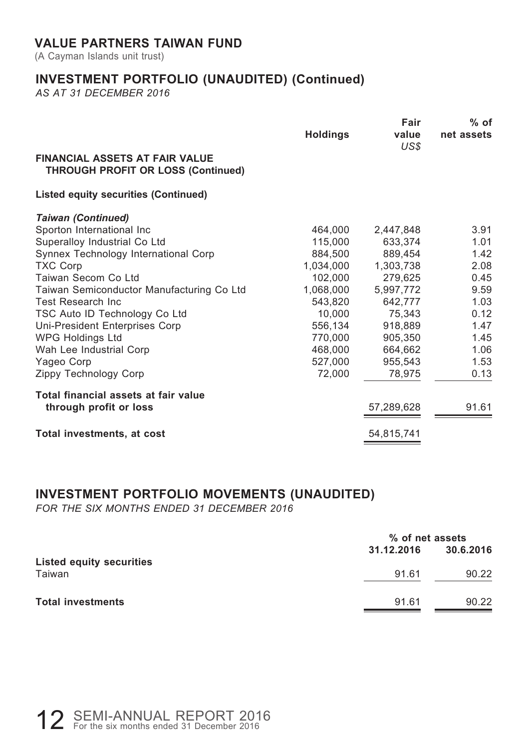## VALUE PARTNERS TAIWAN FUND

(A Cayman Islands unit trust)

## INVESTMENT PORTFOLIO (UNAUDITED) (Continued)

*AS AT 31 DECEMBER 2016*

| | Holdings | Fair value US$ | % of net assets |
|---|---|---|---|
| **FINANCIAL ASSETS AT FAIR VALUE THROUGH PROFIT OR LOSS (Continued)** | | | |
| **Listed equity securities (Continued)** | | | |
| ***Taiwan (Continued)*** | | | |
| Sporton International Inc | 464,000 | 2,447,848 | 3.91 |
| Superalloy Industrial Co Ltd | 115,000 | 633,374 | 1.01 |
| Synnex Technology International Corp | 884,500 | 889,454 | 1.42 |
| TXC Corp | 1,034,000 | 1,303,738 | 2.08 |
| Taiwan Secom Co Ltd | 102,000 | 279,625 | 0.45 |
| Taiwan Semiconductor Manufacturing Co Ltd | 1,068,000 | 5,997,772 | 9.59 |
| Test Research Inc | 543,820 | 642,777 | 1.03 |
| TSC Auto ID Technology Co Ltd | 10,000 | 75,343 | 0.12 |
| Uni-President Enterprises Corp | 556,134 | 918,889 | 1.47 |
| WPG Holdings Ltd | 770,000 | 905,350 | 1.45 |
| Wah Lee Industrial Corp | 468,000 | 664,662 | 1.06 |
| Yageo Corp | 527,000 | 955,543 | 1.53 |
| Zippy Technology Corp | 72,000 | 78,975 | 0.13 |
| **Total financial assets at fair value through profit or loss** | | 57,289,628 | 91.61 |
| **Total investments, at cost** | | 54,815,741 | |

## INVESTMENT PORTFOLIO MOVEMENTS (UNAUDITED)

*FOR THE SIX MONTHS ENDED 31 DECEMBER 2016*

| | % of net assets | |
|---|---|---|
| | 31.12.2016 | 30.6.2016 |
| **Listed equity securities** | | |
| Taiwan | 91.61 | 90.22 |
| **Total investments** | 91.61 | 90.22 |